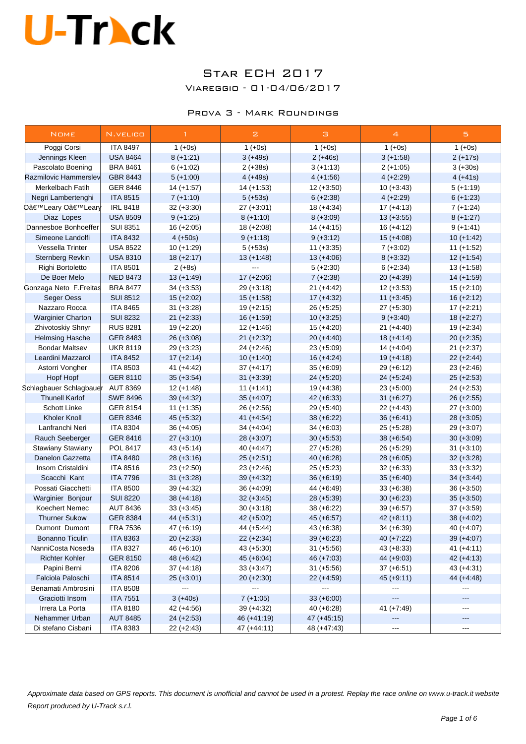# U-Track

## Star ECH 2017

### Viareggio - 01-04/06/2017

### Prova 3 - Mark Roundings

| Nome | N.velico | 1 | 2 | 3 | 4 | 5 |
|---|---|---|---|---|---|---|
| Poggi Corsi | ITA 8497 | 1 (+0s) | 1 (+0s) | 1 (+0s) | 1 (+0s) | 1 (+0s) |
| Jennings Kleen | USA 8464 | 8 (+1:21) | 3 (+49s) | 2 (+46s) | 3 (+1:58) | 2 (+17s) |
| Pascolato Boening | BRA 8461 | 6 (+1:02) | 2 (+38s) | 3 (+1:13) | 2 (+1:05) | 3 (+30s) |
| Razmilovic Hammerslev | GBR 8443 | 5 (+1:00) | 4 (+49s) | 4 (+1:56) | 4 (+2:29) | 4 (+41s) |
| Merkelbach Fatih | GER 8446 | 14 (+1:57) | 14 (+1:53) | 12 (+3:50) | 10 (+3:43) | 5 (+1:19) |
| Negri Lambertenghi | ITA 8515 | 7 (+1:10) | 5 (+53s) | 6 (+2:38) | 4 (+2:29) | 6 (+1:23) |
| Oâ€™Leary Oâ€™Leary | IRL 8418 | 32 (+3:30) | 27 (+3:01) | 18 (+4:34) | 17 (+4:13) | 7 (+1:24) |
| Diaz Lopes | USA 8509 | 9 (+1:25) | 8 (+1:10) | 8 (+3:09) | 13 (+3:55) | 8 (+1:27) |
| Dannesboe Bonhoeffer | SUI 8351 | 16 (+2:05) | 18 (+2:08) | 14 (+4:15) | 16 (+4:12) | 9 (+1:41) |
| Simeone Landolfi | ITA 8432 | 4 (+50s) | 9 (+1:18) | 9 (+3:12) | 15 (+4:08) | 10 (+1:42) |
| Vessella Trinter | USA 8522 | 10 (+1:29) | 5 (+53s) | 11 (+3:35) | 7 (+3:02) | 11 (+1:52) |
| Sternberg Revkin | USA 8310 | 18 (+2:17) | 13 (+1:48) | 13 (+4:06) | 8 (+3:32) | 12 (+1:54) |
| Righi Bortoletto | ITA 8501 | 2 (+8s) | --- | 5 (+2:30) | 6 (+2:34) | 13 (+1:58) |
| De Boer Melo | NED 8473 | 13 (+1:49) | 17 (+2:06) | 7 (+2:38) | 20 (+4:39) | 14 (+1:59) |
| Gonzaga Neto F.Freitas | BRA 8477 | 34 (+3:53) | 29 (+3:18) | 21 (+4:42) | 12 (+3:53) | 15 (+2:10) |
| Seger Oess | SUI 8512 | 15 (+2:02) | 15 (+1:58) | 17 (+4:32) | 11 (+3:45) | 16 (+2:12) |
| Nazzaro Rocca | ITA 8465 | 31 (+3:28) | 19 (+2:15) | 26 (+5:25) | 27 (+5:30) | 17 (+2:21) |
| Warginier Charton | SUI 8232 | 21 (+2:33) | 16 (+1:59) | 10 (+3:25) | 9 (+3:40) | 18 (+2:27) |
| Zhivotoskiy Shnyr | RUS 8281 | 19 (+2:20) | 12 (+1:46) | 15 (+4:20) | 21 (+4:40) | 19 (+2:34) |
| Helmsing Hasche | GER 8483 | 26 (+3:08) | 21 (+2:32) | 20 (+4:40) | 18 (+4:14) | 20 (+2:35) |
| Bondar Maltsev | UKR 8119 | 29 (+3:23) | 24 (+2:46) | 23 (+5:09) | 14 (+4:04) | 21 (+2:37) |
| Leardini Mazzarol | ITA 8452 | 17 (+2:14) | 10 (+1:40) | 16 (+4:24) | 19 (+4:18) | 22 (+2:44) |
| Astorri Vongher | ITA 8503 | 41 (+4:42) | 37 (+4:17) | 35 (+6:09) | 29 (+6:12) | 23 (+2:46) |
| Hopf Hopf | GER 8110 | 35 (+3:54) | 31 (+3:39) | 24 (+5:20) | 24 (+5:24) | 25 (+2:53) |
| Schlagbauer Schlagbauer | AUT 8369 | 12 (+1:48) | 11 (+1:41) | 19 (+4:38) | 23 (+5:00) | 24 (+2:53) |
| Thunell Karlof | SWE 8496 | 39 (+4:32) | 35 (+4:07) | 42 (+6:33) | 31 (+6:27) | 26 (+2:55) |
| Schott Linke | GER 8154 | 11 (+1:35) | 26 (+2:56) | 29 (+5:40) | 22 (+4:43) | 27 (+3:00) |
| Kholer Knoll | GER 8346 | 45 (+5:32) | 41 (+4:54) | 38 (+6:22) | 36 (+6:41) | 28 (+3:05) |
| Lanfranchi Neri | ITA 8304 | 36 (+4:05) | 34 (+4:04) | 34 (+6:03) | 25 (+5:28) | 29 (+3:07) |
| Rauch Seeberger | GER 8416 | 27 (+3:10) | 28 (+3:07) | 30 (+5:53) | 38 (+6:54) | 30 (+3:09) |
| Stawiany Stawiany | POL 8417 | 43 (+5:14) | 40 (+4:47) | 27 (+5:28) | 26 (+5:29) | 31 (+3:10) |
| Danelon Gazzetta | ITA 8480 | 28 (+3:16) | 25 (+2:51) | 40 (+6:28) | 28 (+6:05) | 32 (+3:28) |
| Insom Cristaldini | ITA 8516 | 23 (+2:50) | 23 (+2:46) | 25 (+5:23) | 32 (+6:33) | 33 (+3:32) |
| Scacchi Kant | ITA 7796 | 31 (+3:28) | 39 (+4:32) | 36 (+6:19) | 35 (+6:40) | 34 (+3:44) |
| Possati Giacchetti | ITA 8500 | 39 (+4:32) | 36 (+4:09) | 44 (+6:49) | 33 (+6:38) | 36 (+3:50) |
| Warginier Bonjour | SUI 8220 | 38 (+4:18) | 32 (+3:45) | 28 (+5:39) | 30 (+6:23) | 35 (+3:50) |
| Koechert Nemec | AUT 8436 | 33 (+3:45) | 30 (+3:18) | 38 (+6:22) | 39 (+6:57) | 37 (+3:59) |
| Thurner Sukow | GER 8384 | 44 (+5:31) | 42 (+5:02) | 45 (+6:57) | 42 (+8:11) | 38 (+4:02) |
| Dumont Dumont | FRA 7536 | 47 (+6:19) | 44 (+5:44) | 43 (+6:38) | 34 (+6:39) | 40 (+4:07) |
| Bonanno Ticulin | ITA 8363 | 20 (+2:33) | 22 (+2:34) | 39 (+6:23) | 40 (+7:22) | 39 (+4:07) |
| NanniCosta Noseda | ITA 8327 | 46 (+6:10) | 43 (+5:30) | 31 (+5:56) | 43 (+8:33) | 41 (+4:11) |
| Richter Knoche | GER 8150 | 48 (+6:42) | 45 (+6:04) | 46 (+7:03) | 44 (+9:03) | 42 (+4:13) |
| Papini Berni | ITA 8206 | 37 (+4:18) | 33 (+3:47) | 31 (+5:56) | 37 (+6:51) | 43 (+4:31) |
| Falciola Paloschi | ITA 8514 | 25 (+3:01) | 20 (+2:30) | 22 (+4:59) | 45 (+9:11) | 44 (+4:48) |
| Benamati Ambrosini | ITA 8508 | --- | --- | --- | --- | --- |
| Graciotti Insom | ITA 7551 | 3 (+40s) | 7 (+1:05) | 33 (+6:00) | --- | --- |
| Irrera La Porta | ITA 8180 | 42 (+4:56) | 39 (+4:32) | 40 (+6:28) | 41 (+7:49) | --- |
| Nehammer Urban | AUT 8485 | 24 (+2:53) | 46 (+41:19) | 47 (+45:15) | --- | --- |
| Di stefano Cisbani | ITA 8383 | 22 (+2:43) | 47 (+44:11) | 48 (+47:43) | --- | --- |

*Approximate data based on GPS reports. This document is unofficial and cannot be used in a protest. Replay the race online on www.u-track.it website*

*Report produced by U-Track s.r.l.*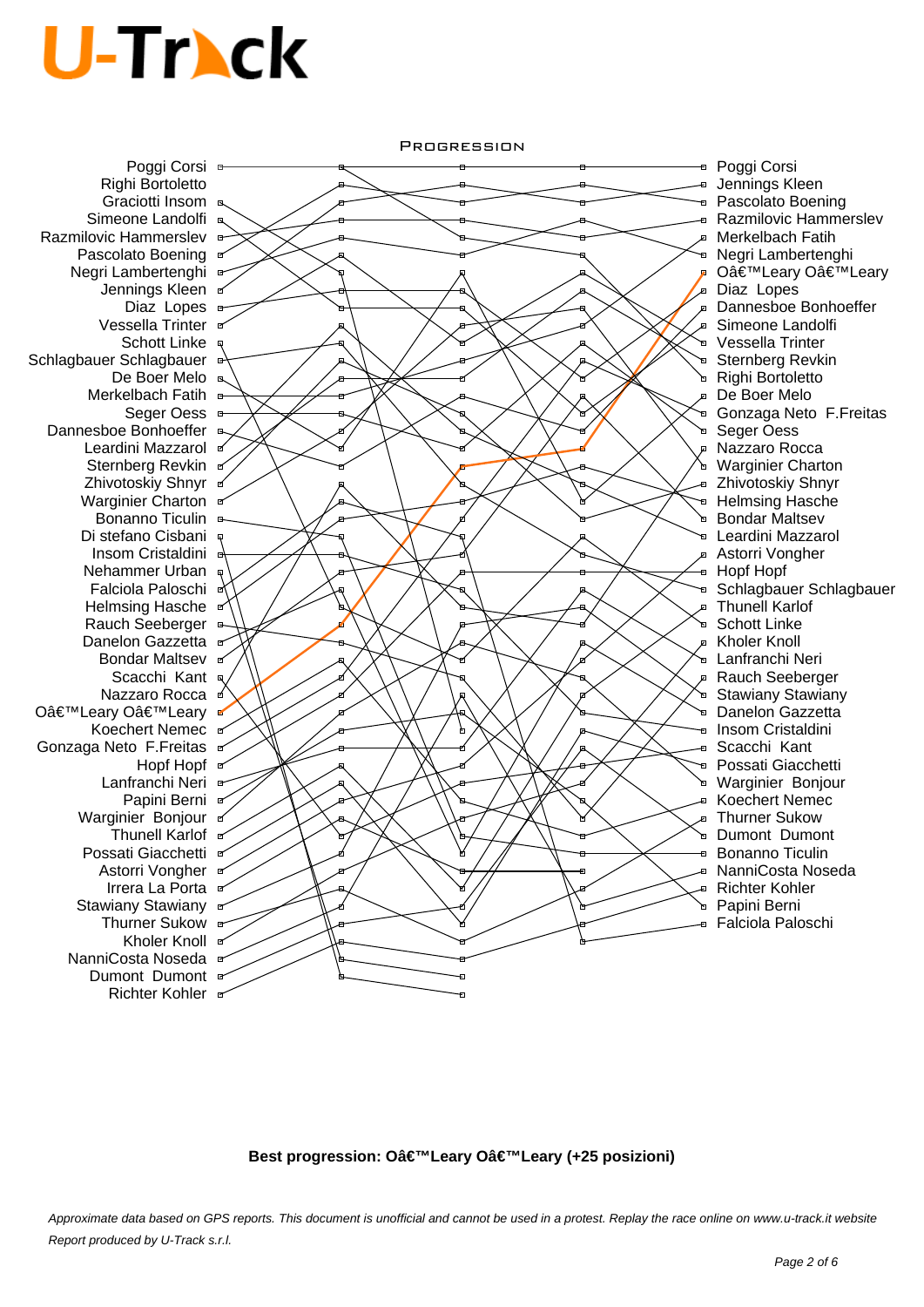Progression

Poggi Corsi
Righi Bortoletto
Graciotti Insom
Simeone Landolfi
Razmilovic Hammerslev
Pascolato Boening
Negri Lambertenghi
Jennings Kleen
Diaz  Lopes
Vessella Trinter
Schott Linke
Schlagbauer Schlagbauer
De Boer Melo
Merkelbach Fatih
Seger Oess
Dannesboe Bonhoeffer
Leardini Mazzarol
Sternberg Revkin
Zhivotoskiy Shnyr
Warginier Charton
Bonanno Ticulin
Di stefano Cisbani
Insom Cristaldini
Nehammer Urban
Falciola Paloschi
Helmsing Hasche
Rauch Seeberger
Danelon Gazzetta
Bondar Maltsev
Scacchi  Kant
Nazzaro Rocca
Oâ€™Leary Oâ€™Leary
Koechert Nemec
Gonzaga Neto  F.Freitas
Hopf Hopf
Lanfranchi Neri
Papini Berni
Warginier  Bonjour
Thunell Karlof
Possati Giacchetti
Astorri Vongher
Irrera La Porta
Stawiany Stawiany
Thurner Sukow
Kholer Knoll
NanniCosta Noseda
Dumont  Dumont
Richter Kohler

Poggi Corsi
Jennings Kleen
Pascolato Boening
Razmilovic Hammerslev
Merkelbach Fatih
Negri Lambertenghi
Oâ€™Leary Oâ€™Leary
Diaz  Lopes
Dannesboe Bonhoeffer
Simeone Landolfi
Vessella Trinter
Sternberg Revkin
Righi Bortoletto
De Boer Melo
Gonzaga Neto  F.Freitas
Seger Oess
Nazzaro Rocca
Warginier Charton
Zhivotoskiy Shnyr
Helmsing Hasche
Bondar Maltsev
Leardini Mazzarol
Astorri Vongher
Hopf Hopf
Schlagbauer Schlagbauer
Thunell Karlof
Schott Linke
Kholer Knoll
Lanfranchi Neri
Rauch Seeberger
Stawiany Stawiany
Danelon Gazzetta
Insom Cristaldini
Scacchi  Kant
Possati Giacchetti
Warginier  Bonjour
Koechert Nemec
Thurner Sukow
Dumont  Dumont
Bonanno Ticulin
NanniCosta Noseda
Richter Kohler
Papini Berni
Falciola Paloschi

**Best progression: Oâ€™Leary Oâ€™Leary (+25 posizioni)**

*Approximate data based on GPS reports. This document is unofficial and cannot be used in a protest. Replay the race online on www.u-track.it website*
*Report produced by U-Track s.r.l.*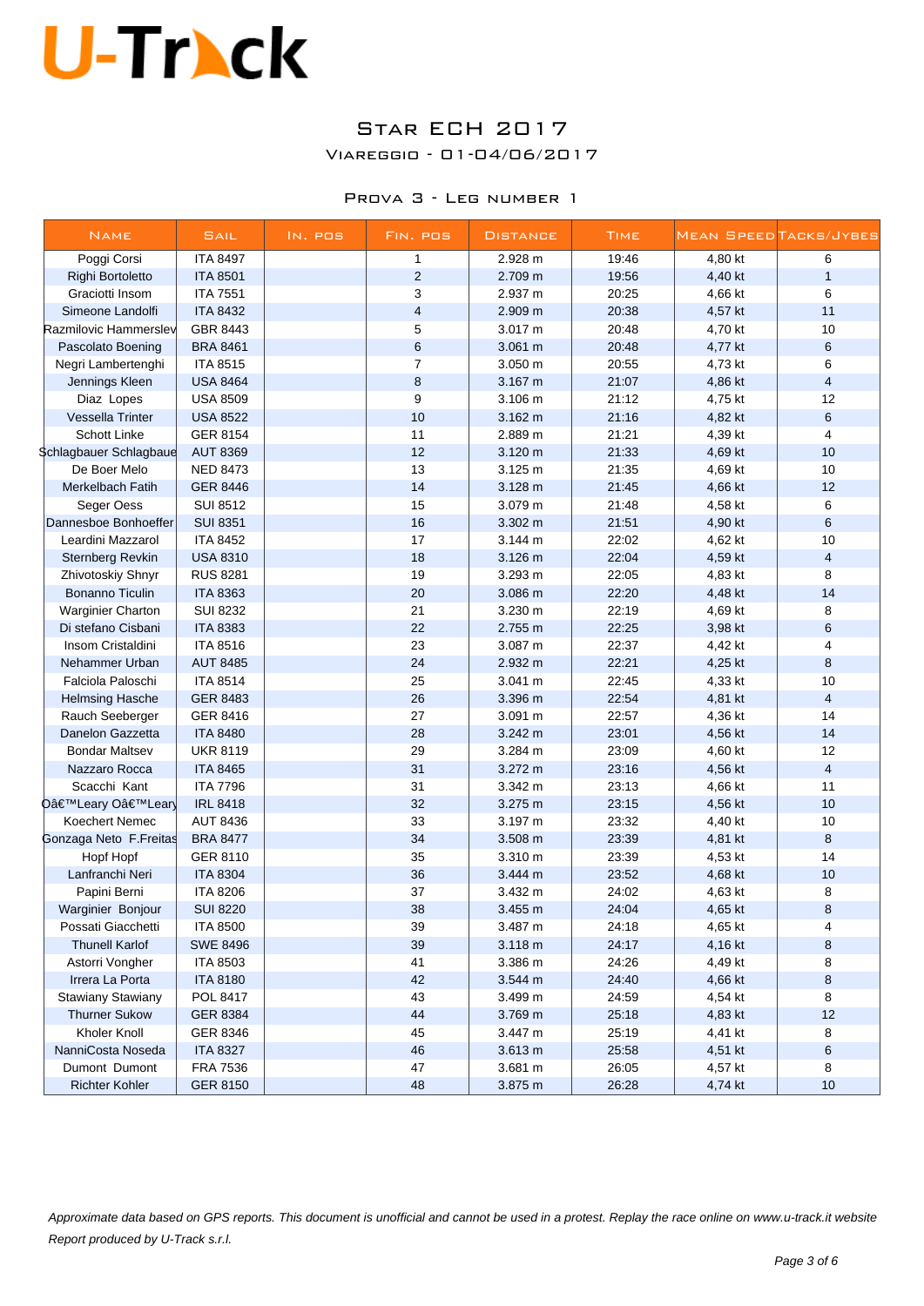U-Track

# Star ECH 2017

## Viareggio - 01-04/06/2017

### Prova 3 - Leg number 1

| Name | Sail | In. pos | Fin. pos | Distance | Time | Mean Speed | Tacks/Jybes |
|---|---|---|---|---|---|---|---|
| Poggi Corsi | ITA 8497 | | 1 | 2.928 m | 19:46 | 4,80 kt | 6 |
| Righi Bortoletto | ITA 8501 | | 2 | 2.709 m | 19:56 | 4,40 kt | 1 |
| Graciotti Insom | ITA 7551 | | 3 | 2.937 m | 20:25 | 4,66 kt | 6 |
| Simeone Landolfi | ITA 8432 | | 4 | 2.909 m | 20:38 | 4,57 kt | 11 |
| Razmilovic Hammerslev | GBR 8443 | | 5 | 3.017 m | 20:48 | 4,70 kt | 10 |
| Pascolato Boening | BRA 8461 | | 6 | 3.061 m | 20:48 | 4,77 kt | 6 |
| Negri Lambertenghi | ITA 8515 | | 7 | 3.050 m | 20:55 | 4,73 kt | 6 |
| Jennings Kleen | USA 8464 | | 8 | 3.167 m | 21:07 | 4,86 kt | 4 |
| Diaz Lopes | USA 8509 | | 9 | 3.106 m | 21:12 | 4,75 kt | 12 |
| Vessella Trinter | USA 8522 | | 10 | 3.162 m | 21:16 | 4,82 kt | 6 |
| Schott Linke | GER 8154 | | 11 | 2.889 m | 21:21 | 4,39 kt | 4 |
| Schlagbauer Schlagbaue | AUT 8369 | | 12 | 3.120 m | 21:33 | 4,69 kt | 10 |
| De Boer Melo | NED 8473 | | 13 | 3.125 m | 21:35 | 4,69 kt | 10 |
| Merkelbach Fatih | GER 8446 | | 14 | 3.128 m | 21:45 | 4,66 kt | 12 |
| Seger Oess | SUI 8512 | | 15 | 3.079 m | 21:48 | 4,58 kt | 6 |
| Dannesboe Bonhoeffer | SUI 8351 | | 16 | 3.302 m | 21:51 | 4,90 kt | 6 |
| Leardini Mazzarol | ITA 8452 | | 17 | 3.144 m | 22:02 | 4,62 kt | 10 |
| Sternberg Revkin | USA 8310 | | 18 | 3.126 m | 22:04 | 4,59 kt | 4 |
| Zhivotoskiy Shnyr | RUS 8281 | | 19 | 3.293 m | 22:05 | 4,83 kt | 8 |
| Bonanno Ticulin | ITA 8363 | | 20 | 3.086 m | 22:20 | 4,48 kt | 14 |
| Warginier Charton | SUI 8232 | | 21 | 3.230 m | 22:19 | 4,69 kt | 8 |
| Di stefano Cisbani | ITA 8383 | | 22 | 2.755 m | 22:25 | 3,98 kt | 6 |
| Insom Cristaldini | ITA 8516 | | 23 | 3.087 m | 22:37 | 4,42 kt | 4 |
| Nehammer Urban | AUT 8485 | | 24 | 2.932 m | 22:21 | 4,25 kt | 8 |
| Falciola Paloschi | ITA 8514 | | 25 | 3.041 m | 22:45 | 4,33 kt | 10 |
| Helmsing Hasche | GER 8483 | | 26 | 3.396 m | 22:54 | 4,81 kt | 4 |
| Rauch Seeberger | GER 8416 | | 27 | 3.091 m | 22:57 | 4,36 kt | 14 |
| Danelon Gazzetta | ITA 8480 | | 28 | 3.242 m | 23:01 | 4,56 kt | 14 |
| Bondar Maltsev | UKR 8119 | | 29 | 3.284 m | 23:09 | 4,60 kt | 12 |
| Nazzaro Rocca | ITA 8465 | | 31 | 3.272 m | 23:16 | 4,56 kt | 4 |
| Scacchi Kant | ITA 7796 | | 31 | 3.342 m | 23:13 | 4,66 kt | 11 |
| Oâ€™Leary Oâ€™Leary | IRL 8418 | | 32 | 3.275 m | 23:15 | 4,56 kt | 10 |
| Koechert Nemec | AUT 8436 | | 33 | 3.197 m | 23:32 | 4,40 kt | 10 |
| Gonzaga Neto F.Freitas | BRA 8477 | | 34 | 3.508 m | 23:39 | 4,81 kt | 8 |
| Hopf Hopf | GER 8110 | | 35 | 3.310 m | 23:39 | 4,53 kt | 14 |
| Lanfranchi Neri | ITA 8304 | | 36 | 3.444 m | 23:52 | 4,68 kt | 10 |
| Papini Berni | ITA 8206 | | 37 | 3.432 m | 24:02 | 4,63 kt | 8 |
| Warginier Bonjour | SUI 8220 | | 38 | 3.455 m | 24:04 | 4,65 kt | 8 |
| Possati Giacchetti | ITA 8500 | | 39 | 3.487 m | 24:18 | 4,65 kt | 4 |
| Thunell Karlof | SWE 8496 | | 39 | 3.118 m | 24:17 | 4,16 kt | 8 |
| Astorri Vongher | ITA 8503 | | 41 | 3.386 m | 24:26 | 4,49 kt | 8 |
| Irrera La Porta | ITA 8180 | | 42 | 3.544 m | 24:40 | 4,66 kt | 8 |
| Stawiany Stawiany | POL 8417 | | 43 | 3.499 m | 24:59 | 4,54 kt | 8 |
| Thurner Sukow | GER 8384 | | 44 | 3.769 m | 25:18 | 4,83 kt | 12 |
| Kholer Knoll | GER 8346 | | 45 | 3.447 m | 25:19 | 4,41 kt | 8 |
| NanniCosta Noseda | ITA 8327 | | 46 | 3.613 m | 25:58 | 4,51 kt | 6 |
| Dumont Dumont | FRA 7536 | | 47 | 3.681 m | 26:05 | 4,57 kt | 8 |
| Richter Kohler | GER 8150 | | 48 | 3.875 m | 26:28 | 4,74 kt | 10 |

*Approximate data based on GPS reports. This document is unofficial and cannot be used in a protest. Replay the race online on www.u-track.it website*

*Report produced by U-Track s.r.l.*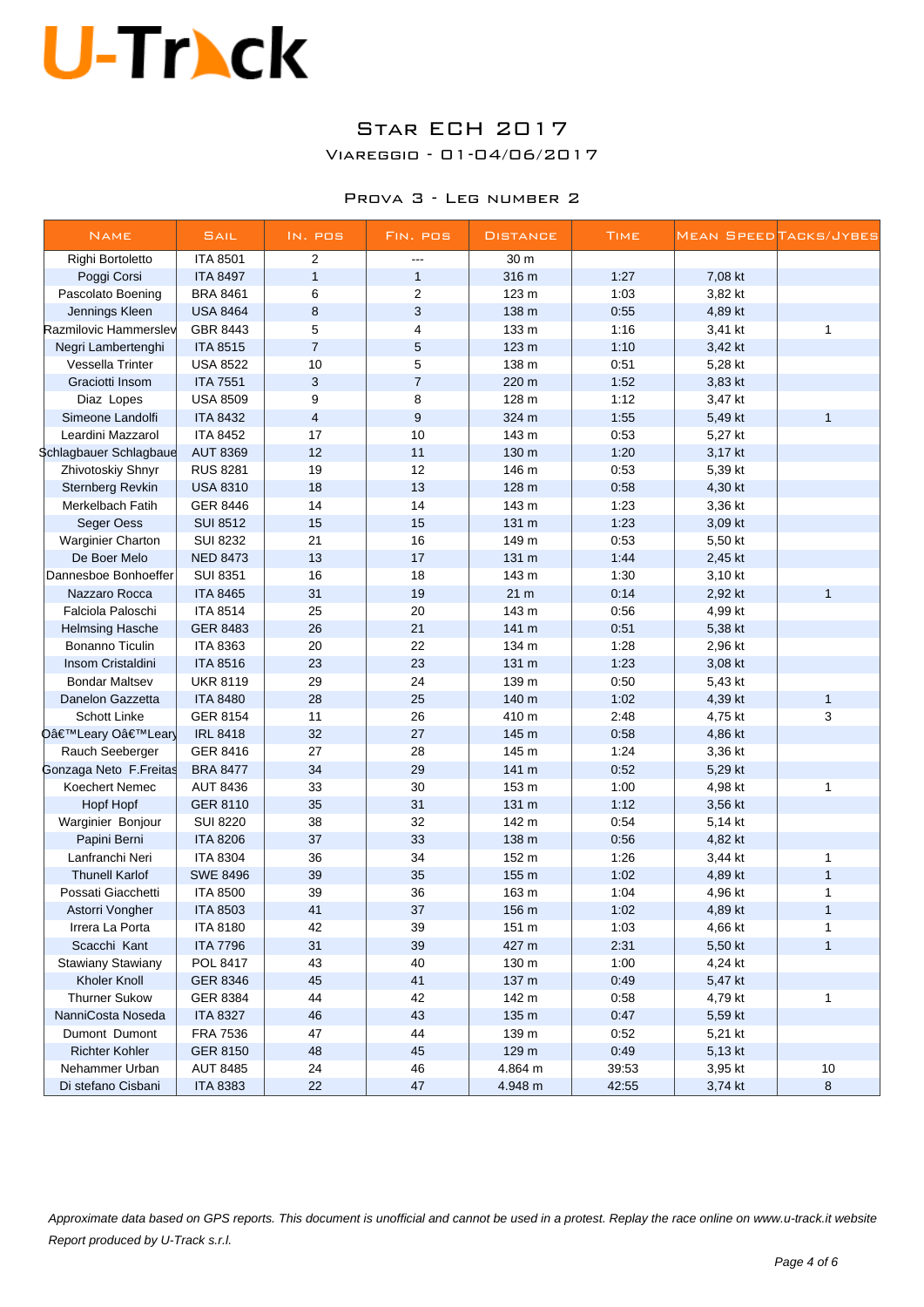# U-Track

## Star ECH 2017

### Viareggio - 01-04/06/2017

### Prova 3 - Leg number 2

| Name | Sail | In. pos | Fin. pos | Distance | Time | Mean Speed | Tacks/Jybes |
|---|---|---|---|---|---|---|---|
| Righi Bortoletto | ITA 8501 | 2 | --- | 30 m | | | |
| Poggi Corsi | ITA 8497 | 1 | 1 | 316 m | 1:27 | 7,08 kt | |
| Pascolato Boening | BRA 8461 | 6 | 2 | 123 m | 1:03 | 3,82 kt | |
| Jennings Kleen | USA 8464 | 8 | 3 | 138 m | 0:55 | 4,89 kt | |
| Razmilovic Hammerslev | GBR 8443 | 5 | 4 | 133 m | 1:16 | 3,41 kt | 1 |
| Negri Lambertenghi | ITA 8515 | 7 | 5 | 123 m | 1:10 | 3,42 kt | |
| Vessella Trinter | USA 8522 | 10 | 5 | 138 m | 0:51 | 5,28 kt | |
| Graciotti Insom | ITA 7551 | 3 | 7 | 220 m | 1:52 | 3,83 kt | |
| Diaz Lopes | USA 8509 | 9 | 8 | 128 m | 1:12 | 3,47 kt | |
| Simeone Landolfi | ITA 8432 | 4 | 9 | 324 m | 1:55 | 5,49 kt | 1 |
| Leardini Mazzarol | ITA 8452 | 17 | 10 | 143 m | 0:53 | 5,27 kt | |
| Schlagbauer Schlagbaue | AUT 8369 | 12 | 11 | 130 m | 1:20 | 3,17 kt | |
| Zhivotoskiy Shnyr | RUS 8281 | 19 | 12 | 146 m | 0:53 | 5,39 kt | |
| Sternberg Revkin | USA 8310 | 18 | 13 | 128 m | 0:58 | 4,30 kt | |
| Merkelbach Fatih | GER 8446 | 14 | 14 | 143 m | 1:23 | 3,36 kt | |
| Seger Oess | SUI 8512 | 15 | 15 | 131 m | 1:23 | 3,09 kt | |
| Warginier Charton | SUI 8232 | 21 | 16 | 149 m | 0:53 | 5,50 kt | |
| De Boer Melo | NED 8473 | 13 | 17 | 131 m | 1:44 | 2,45 kt | |
| Dannesboe Bonhoeffer | SUI 8351 | 16 | 18 | 143 m | 1:30 | 3,10 kt | |
| Nazzaro Rocca | ITA 8465 | 31 | 19 | 21 m | 0:14 | 2,92 kt | 1 |
| Falciola Paloschi | ITA 8514 | 25 | 20 | 143 m | 0:56 | 4,99 kt | |
| Helmsing Hasche | GER 8483 | 26 | 21 | 141 m | 0:51 | 5,38 kt | |
| Bonanno Ticulin | ITA 8363 | 20 | 22 | 134 m | 1:28 | 2,96 kt | |
| Insom Cristaldini | ITA 8516 | 23 | 23 | 131 m | 1:23 | 3,08 kt | |
| Bondar Maltsev | UKR 8119 | 29 | 24 | 139 m | 0:50 | 5,43 kt | |
| Danelon Gazzetta | ITA 8480 | 28 | 25 | 140 m | 1:02 | 4,39 kt | 1 |
| Schott Linke | GER 8154 | 11 | 26 | 410 m | 2:48 | 4,75 kt | 3 |
| Oâ€™Leary Oâ€™Leary | IRL 8418 | 32 | 27 | 145 m | 0:58 | 4,86 kt | |
| Rauch Seeberger | GER 8416 | 27 | 28 | 145 m | 1:24 | 3,36 kt | |
| Gonzaga Neto F.Freitas | BRA 8477 | 34 | 29 | 141 m | 0:52 | 5,29 kt | |
| Koechert Nemec | AUT 8436 | 33 | 30 | 153 m | 1:00 | 4,98 kt | 1 |
| Hopf Hopf | GER 8110 | 35 | 31 | 131 m | 1:12 | 3,56 kt | |
| Warginier Bonjour | SUI 8220 | 38 | 32 | 142 m | 0:54 | 5,14 kt | |
| Papini Berni | ITA 8206 | 37 | 33 | 138 m | 0:56 | 4,82 kt | |
| Lanfranchi Neri | ITA 8304 | 36 | 34 | 152 m | 1:26 | 3,44 kt | 1 |
| Thunell Karlof | SWE 8496 | 39 | 35 | 155 m | 1:02 | 4,89 kt | 1 |
| Possati Giacchetti | ITA 8500 | 39 | 36 | 163 m | 1:04 | 4,96 kt | 1 |
| Astorri Vongher | ITA 8503 | 41 | 37 | 156 m | 1:02 | 4,89 kt | 1 |
| Irrera La Porta | ITA 8180 | 42 | 39 | 151 m | 1:03 | 4,66 kt | 1 |
| Scacchi Kant | ITA 7796 | 31 | 39 | 427 m | 2:31 | 5,50 kt | 1 |
| Stawiany Stawiany | POL 8417 | 43 | 40 | 130 m | 1:00 | 4,24 kt | |
| Kholer Knoll | GER 8346 | 45 | 41 | 137 m | 0:49 | 5,47 kt | |
| Thurner Sukow | GER 8384 | 44 | 42 | 142 m | 0:58 | 4,79 kt | 1 |
| NanniCosta Noseda | ITA 8327 | 46 | 43 | 135 m | 0:47 | 5,59 kt | |
| Dumont Dumont | FRA 7536 | 47 | 44 | 139 m | 0:52 | 5,21 kt | |
| Richter Kohler | GER 8150 | 48 | 45 | 129 m | 0:49 | 5,13 kt | |
| Nehammer Urban | AUT 8485 | 24 | 46 | 4.864 m | 39:53 | 3,95 kt | 10 |
| Di stefano Cisbani | ITA 8383 | 22 | 47 | 4.948 m | 42:55 | 3,74 kt | 8 |

*Approximate data based on GPS reports. This document is unofficial and cannot be used in a protest. Replay the race online on www.u-track.it website*

*Report produced by U-Track s.r.l.*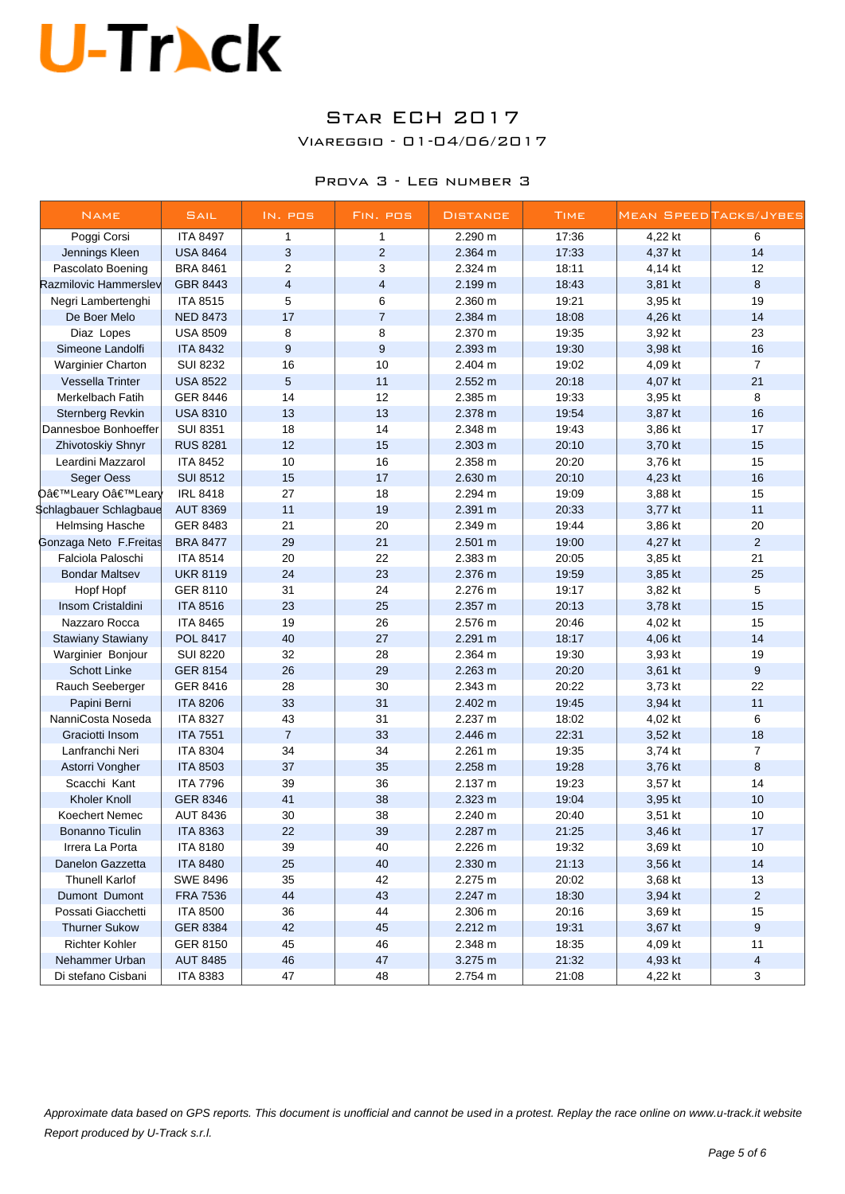# U-Track

## Star ECH 2017

### Viareggio - 01-04/06/2017

### Prova 3 - Leg number 3

| Name | Sail | In. pos | Fin. pos | Distance | Time | Mean Speed | Tacks/Jybes |
|---|---|---|---|---|---|---|---|
| Poggi Corsi | ITA 8497 | 1 | 1 | 2.290 m | 17:36 | 4,22 kt | 6 |
| Jennings Kleen | USA 8464 | 3 | 2 | 2.364 m | 17:33 | 4,37 kt | 14 |
| Pascolato Boening | BRA 8461 | 2 | 3 | 2.324 m | 18:11 | 4,14 kt | 12 |
| Razmilovic Hammerslev | GBR 8443 | 4 | 4 | 2.199 m | 18:43 | 3,81 kt | 8 |
| Negri Lambertenghi | ITA 8515 | 5 | 6 | 2.360 m | 19:21 | 3,95 kt | 19 |
| De Boer Melo | NED 8473 | 17 | 7 | 2.384 m | 18:08 | 4,26 kt | 14 |
| Diaz Lopes | USA 8509 | 8 | 8 | 2.370 m | 19:35 | 3,92 kt | 23 |
| Simeone Landolfi | ITA 8432 | 9 | 9 | 2.393 m | 19:30 | 3,98 kt | 16 |
| Warginier Charton | SUI 8232 | 16 | 10 | 2.404 m | 19:02 | 4,09 kt | 7 |
| Vessella Trinter | USA 8522 | 5 | 11 | 2.552 m | 20:18 | 4,07 kt | 21 |
| Merkelbach Fatih | GER 8446 | 14 | 12 | 2.385 m | 19:33 | 3,95 kt | 8 |
| Sternberg Revkin | USA 8310 | 13 | 13 | 2.378 m | 19:54 | 3,87 kt | 16 |
| Dannesboe Bonhoeffer | SUI 8351 | 18 | 14 | 2.348 m | 19:43 | 3,86 kt | 17 |
| Zhivotoskiy Shnyr | RUS 8281 | 12 | 15 | 2.303 m | 20:10 | 3,70 kt | 15 |
| Leardini Mazzarol | ITA 8452 | 10 | 16 | 2.358 m | 20:20 | 3,76 kt | 15 |
| Seger Oess | SUI 8512 | 15 | 17 | 2.630 m | 20:10 | 4,23 kt | 16 |
| Oâ€™Leary Oâ€™Leary | IRL 8418 | 27 | 18 | 2.294 m | 19:09 | 3,88 kt | 15 |
| Schlagbauer Schlagbaue | AUT 8369 | 11 | 19 | 2.391 m | 20:33 | 3,77 kt | 11 |
| Helmsing Hasche | GER 8483 | 21 | 20 | 2.349 m | 19:44 | 3,86 kt | 20 |
| Gonzaga Neto F.Freitas | BRA 8477 | 29 | 21 | 2.501 m | 19:00 | 4,27 kt | 2 |
| Falciola Paloschi | ITA 8514 | 20 | 22 | 2.383 m | 20:05 | 3,85 kt | 21 |
| Bondar Maltsev | UKR 8119 | 24 | 23 | 2.376 m | 19:59 | 3,85 kt | 25 |
| Hopf Hopf | GER 8110 | 31 | 24 | 2.276 m | 19:17 | 3,82 kt | 5 |
| Insom Cristaldini | ITA 8516 | 23 | 25 | 2.357 m | 20:13 | 3,78 kt | 15 |
| Nazzaro Rocca | ITA 8465 | 19 | 26 | 2.576 m | 20:46 | 4,02 kt | 15 |
| Stawiany Stawiany | POL 8417 | 40 | 27 | 2.291 m | 18:17 | 4,06 kt | 14 |
| Warginier Bonjour | SUI 8220 | 32 | 28 | 2.364 m | 19:30 | 3,93 kt | 19 |
| Schott Linke | GER 8154 | 26 | 29 | 2.263 m | 20:20 | 3,61 kt | 9 |
| Rauch Seeberger | GER 8416 | 28 | 30 | 2.343 m | 20:22 | 3,73 kt | 22 |
| Papini Berni | ITA 8206 | 33 | 31 | 2.402 m | 19:45 | 3,94 kt | 11 |
| NanniCosta Noseda | ITA 8327 | 43 | 31 | 2.237 m | 18:02 | 4,02 kt | 6 |
| Graciotti Insom | ITA 7551 | 7 | 33 | 2.446 m | 22:31 | 3,52 kt | 18 |
| Lanfranchi Neri | ITA 8304 | 34 | 34 | 2.261 m | 19:35 | 3,74 kt | 7 |
| Astorri Vongher | ITA 8503 | 37 | 35 | 2.258 m | 19:28 | 3,76 kt | 8 |
| Scacchi Kant | ITA 7796 | 39 | 36 | 2.137 m | 19:23 | 3,57 kt | 14 |
| Kholer Knoll | GER 8346 | 41 | 38 | 2.323 m | 19:04 | 3,95 kt | 10 |
| Koechert Nemec | AUT 8436 | 30 | 38 | 2.240 m | 20:40 | 3,51 kt | 10 |
| Bonanno Ticulin | ITA 8363 | 22 | 39 | 2.287 m | 21:25 | 3,46 kt | 17 |
| Irrera La Porta | ITA 8180 | 39 | 40 | 2.226 m | 19:32 | 3,69 kt | 10 |
| Danelon Gazzetta | ITA 8480 | 25 | 40 | 2.330 m | 21:13 | 3,56 kt | 14 |
| Thunell Karlof | SWE 8496 | 35 | 42 | 2.275 m | 20:02 | 3,68 kt | 13 |
| Dumont Dumont | FRA 7536 | 44 | 43 | 2.247 m | 18:30 | 3,94 kt | 2 |
| Possati Giacchetti | ITA 8500 | 36 | 44 | 2.306 m | 20:16 | 3,69 kt | 15 |
| Thurner Sukow | GER 8384 | 42 | 45 | 2.212 m | 19:31 | 3,67 kt | 9 |
| Richter Kohler | GER 8150 | 45 | 46 | 2.348 m | 18:35 | 4,09 kt | 11 |
| Nehammer Urban | AUT 8485 | 46 | 47 | 3.275 m | 21:32 | 4,93 kt | 4 |
| Di stefano Cisbani | ITA 8383 | 47 | 48 | 2.754 m | 21:08 | 4,22 kt | 3 |

*Approximate data based on GPS reports. This document is unofficial and cannot be used in a protest. Replay the race online on www.u-track.it website*

*Report produced by U-Track s.r.l.*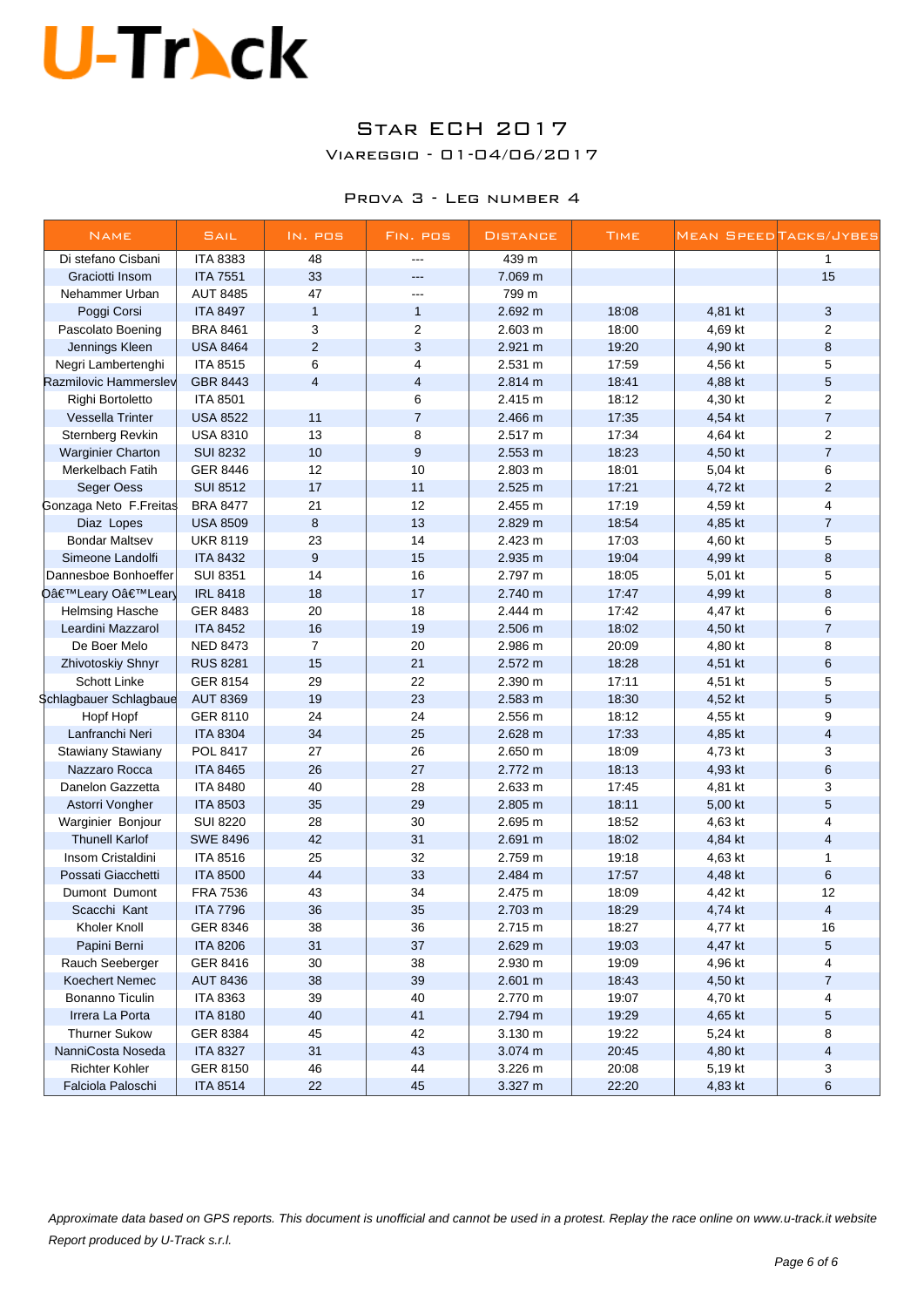# U-Track

## Star ECH 2017

### Viareggio - 01-04/06/2017

### Prova 3 - Leg number 4

| Name | Sail | In. pos | Fin. pos | Distance | Time | Mean Speed | Tacks/Jybes |
|---|---|---|---|---|---|---|---|
| Di stefano Cisbani | ITA 8383 | 48 | --- | 439 m | | | 1 |
| Graciotti Insom | ITA 7551 | 33 | --- | 7.069 m | | | 15 |
| Nehammer Urban | AUT 8485 | 47 | --- | 799 m | | | |
| Poggi Corsi | ITA 8497 | 1 | 1 | 2.692 m | 18:08 | 4,81 kt | 3 |
| Pascolato Boening | BRA 8461 | 3 | 2 | 2.603 m | 18:00 | 4,69 kt | 2 |
| Jennings Kleen | USA 8464 | 2 | 3 | 2.921 m | 19:20 | 4,90 kt | 8 |
| Negri Lambertenghi | ITA 8515 | 6 | 4 | 2.531 m | 17:59 | 4,56 kt | 5 |
| Razmilovic Hammerslev | GBR 8443 | 4 | 4 | 2.814 m | 18:41 | 4,88 kt | 5 |
| Righi Bortoletto | ITA 8501 | | 6 | 2.415 m | 18:12 | 4,30 kt | 2 |
| Vessella Trinter | USA 8522 | 11 | 7 | 2.466 m | 17:35 | 4,54 kt | 7 |
| Sternberg Revkin | USA 8310 | 13 | 8 | 2.517 m | 17:34 | 4,64 kt | 2 |
| Warginier Charton | SUI 8232 | 10 | 9 | 2.553 m | 18:23 | 4,50 kt | 7 |
| Merkelbach Fatih | GER 8446 | 12 | 10 | 2.803 m | 18:01 | 5,04 kt | 6 |
| Seger Oess | SUI 8512 | 17 | 11 | 2.525 m | 17:21 | 4,72 kt | 2 |
| Gonzaga Neto F.Freitas | BRA 8477 | 21 | 12 | 2.455 m | 17:19 | 4,59 kt | 4 |
| Diaz Lopes | USA 8509 | 8 | 13 | 2.829 m | 18:54 | 4,85 kt | 7 |
| Bondar Maltsev | UKR 8119 | 23 | 14 | 2.423 m | 17:03 | 4,60 kt | 5 |
| Simeone Landolfi | ITA 8432 | 9 | 15 | 2.935 m | 19:04 | 4,99 kt | 8 |
| Dannesboe Bonhoeffer | SUI 8351 | 14 | 16 | 2.797 m | 18:05 | 5,01 kt | 5 |
| Oâ€™Leary Oâ€™Leary | IRL 8418 | 18 | 17 | 2.740 m | 17:47 | 4,99 kt | 8 |
| Helmsing Hasche | GER 8483 | 20 | 18 | 2.444 m | 17:42 | 4,47 kt | 6 |
| Leardini Mazzarol | ITA 8452 | 16 | 19 | 2.506 m | 18:02 | 4,50 kt | 7 |
| De Boer Melo | NED 8473 | 7 | 20 | 2.986 m | 20:09 | 4,80 kt | 8 |
| Zhivotoskiy Shnyr | RUS 8281 | 15 | 21 | 2.572 m | 18:28 | 4,51 kt | 6 |
| Schott Linke | GER 8154 | 29 | 22 | 2.390 m | 17:11 | 4,51 kt | 5 |
| Schlagbauer Schlagbauer | AUT 8369 | 19 | 23 | 2.583 m | 18:30 | 4,52 kt | 5 |
| Hopf Hopf | GER 8110 | 24 | 24 | 2.556 m | 18:12 | 4,55 kt | 9 |
| Lanfranchi Neri | ITA 8304 | 34 | 25 | 2.628 m | 17:33 | 4,85 kt | 4 |
| Stawiany Stawiany | POL 8417 | 27 | 26 | 2.650 m | 18:09 | 4,73 kt | 3 |
| Nazzaro Rocca | ITA 8465 | 26 | 27 | 2.772 m | 18:13 | 4,93 kt | 6 |
| Danelon Gazzetta | ITA 8480 | 40 | 28 | 2.633 m | 17:45 | 4,81 kt | 3 |
| Astorri Vongher | ITA 8503 | 35 | 29 | 2.805 m | 18:11 | 5,00 kt | 5 |
| Warginier Bonjour | SUI 8220 | 28 | 30 | 2.695 m | 18:52 | 4,63 kt | 4 |
| Thunell Karlof | SWE 8496 | 42 | 31 | 2.691 m | 18:02 | 4,84 kt | 4 |
| Insom Cristaldini | ITA 8516 | 25 | 32 | 2.759 m | 19:18 | 4,63 kt | 1 |
| Possati Giacchetti | ITA 8500 | 44 | 33 | 2.484 m | 17:57 | 4,48 kt | 6 |
| Dumont Dumont | FRA 7536 | 43 | 34 | 2.475 m | 18:09 | 4,42 kt | 12 |
| Scacchi Kant | ITA 7796 | 36 | 35 | 2.703 m | 18:29 | 4,74 kt | 4 |
| Kholer Knoll | GER 8346 | 38 | 36 | 2.715 m | 18:27 | 4,77 kt | 16 |
| Papini Berni | ITA 8206 | 31 | 37 | 2.629 m | 19:03 | 4,47 kt | 5 |
| Rauch Seeberger | GER 8416 | 30 | 38 | 2.930 m | 19:09 | 4,96 kt | 4 |
| Koechert Nemec | AUT 8436 | 38 | 39 | 2.601 m | 18:43 | 4,50 kt | 7 |
| Bonanno Ticulin | ITA 8363 | 39 | 40 | 2.770 m | 19:07 | 4,70 kt | 4 |
| Irrera La Porta | ITA 8180 | 40 | 41 | 2.794 m | 19:29 | 4,65 kt | 5 |
| Thurner Sukow | GER 8384 | 45 | 42 | 3.130 m | 19:22 | 5,24 kt | 8 |
| NanniCosta Noseda | ITA 8327 | 31 | 43 | 3.074 m | 20:45 | 4,80 kt | 4 |
| Richter Kohler | GER 8150 | 46 | 44 | 3.226 m | 20:08 | 5,19 kt | 3 |
| Falciola Paloschi | ITA 8514 | 22 | 45 | 3.327 m | 22:20 | 4,83 kt | 6 |

*Approximate data based on GPS reports. This document is unofficial and cannot be used in a protest. Replay the race online on www.u-track.it website*

*Report produced by U-Track s.r.l.*